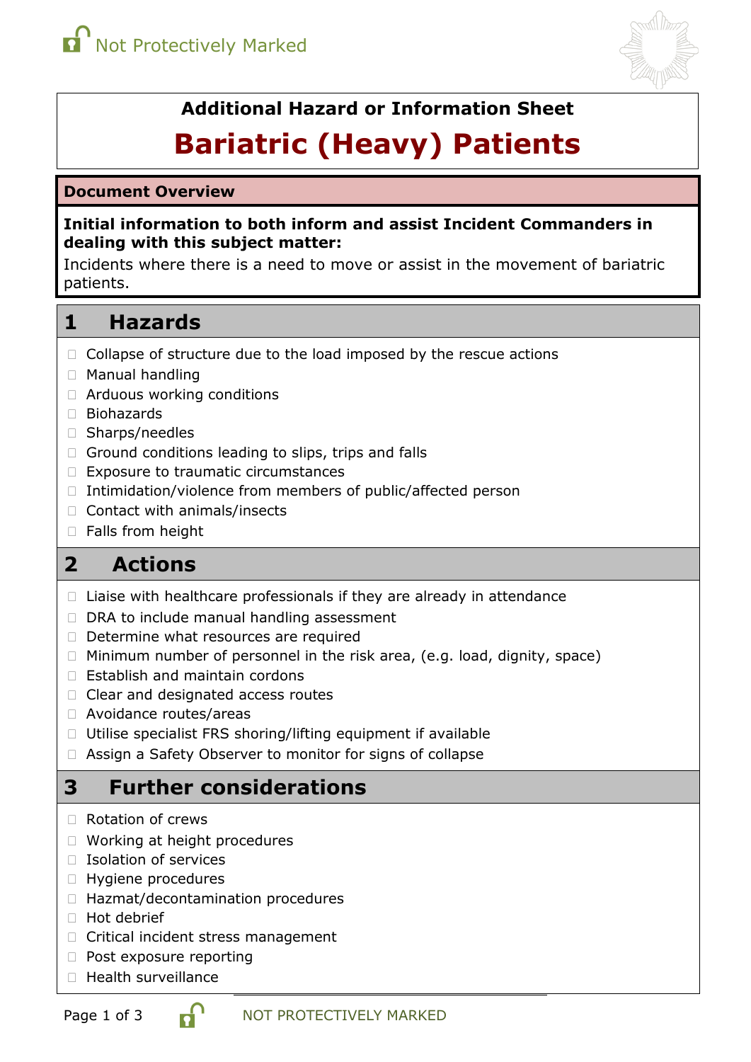Not Protectively Marked

**Additional Hazard or Information Sheet**

# Bariatric (Heavy) Patients

**Document Overview**

**Initial information to both inform and assist Incident Commanders in dealing with this subject matter:**

Incidents where there is a need to move or assist in the movement of bariatric patients.

## 1 Hazards

- Collapse of structure due to the load imposed by the rescue actions
- Manual handling
- Arduous working conditions
- Biohazards
- Sharps/needles
- Ground conditions leading to slips, trips and falls
- Exposure to traumatic circumstances
- Intimidation/violence from members of public/affected person
- Contact with animals/insects
- Falls from height

## 2 Actions

- Liaise with healthcare professionals if they are already in attendance
- DRA to include manual handling assessment
- Determine what resources are required
- Minimum number of personnel in the risk area, (e.g. load, dignity, space)
- Establish and maintain cordons
- Clear and designated access routes
- Avoidance routes/areas
- Utilise specialist FRS shoring/lifting equipment if available
- Assign a Safety Observer to monitor for signs of collapse

## 3 Further considerations

- Rotation of crews
- Working at height procedures
- Isolation of services
- Hygiene procedures
- Hazmat/decontamination procedures
- Hot debrief
- Critical incident stress management
- Post exposure reporting
- Health surveillance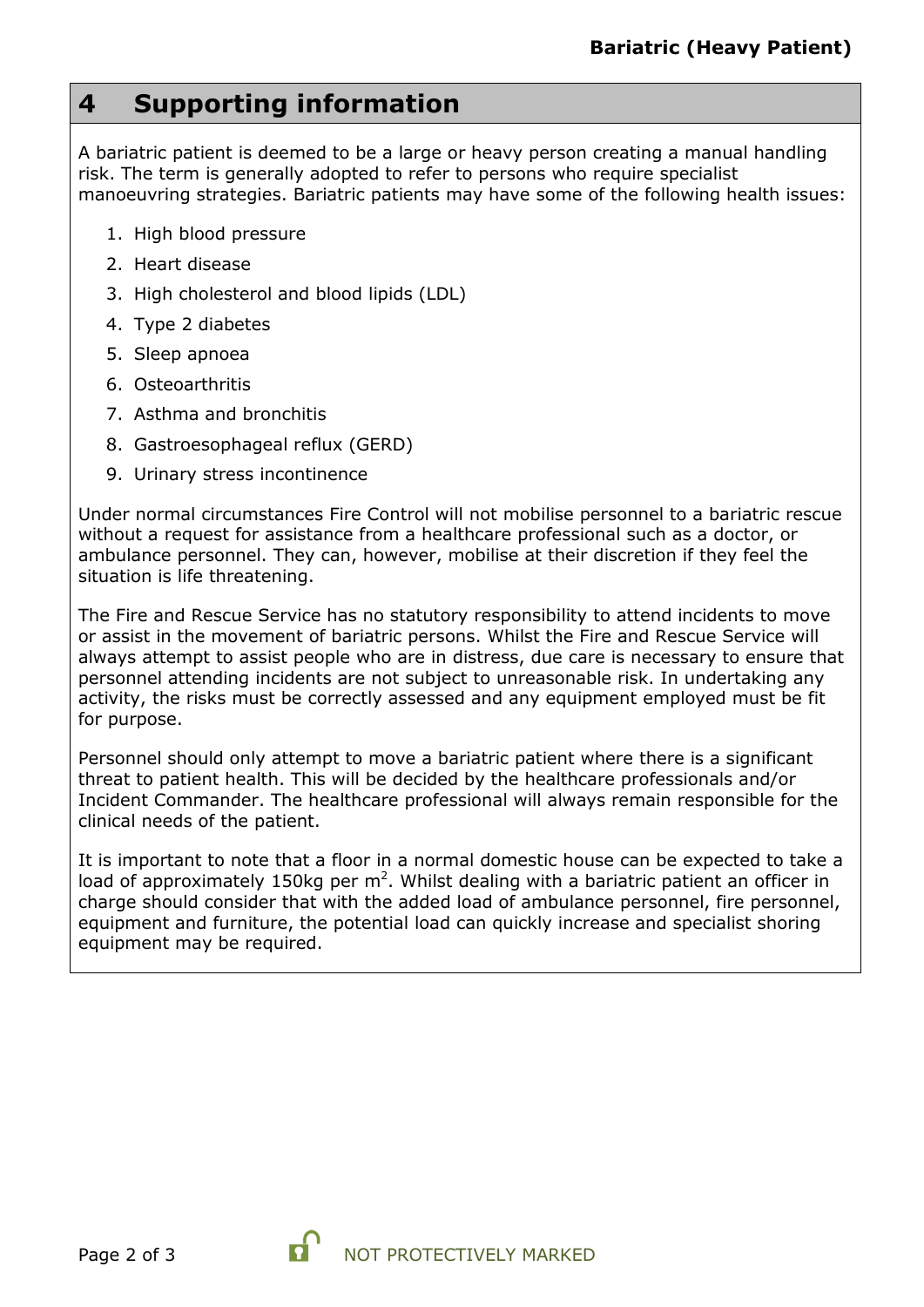## 4 Supporting information

A bariatric patient is deemed to be a large or heavy person creating a manual handling risk. The term is generally adopted to refer to persons who require specialist manoeuvring strategies. Bariatric patients may have some of the following health issues:

1. High blood pressure
2. Heart disease
3. High cholesterol and blood lipids (LDL)
4. Type 2 diabetes
5. Sleep apnoea
6. Osteoarthritis
7. Asthma and bronchitis
8. Gastroesophageal reflux (GERD)
9. Urinary stress incontinence

Under normal circumstances Fire Control will not mobilise personnel to a bariatric rescue without a request for assistance from a healthcare professional such as a doctor, or ambulance personnel. They can, however, mobilise at their discretion if they feel the situation is life threatening.

The Fire and Rescue Service has no statutory responsibility to attend incidents to move or assist in the movement of bariatric persons. Whilst the Fire and Rescue Service will always attempt to assist people who are in distress, due care is necessary to ensure that personnel attending incidents are not subject to unreasonable risk. In undertaking any activity, the risks must be correctly assessed and any equipment employed must be fit for purpose.

Personnel should only attempt to move a bariatric patient where there is a significant threat to patient health. This will be decided by the healthcare professionals and/or Incident Commander. The healthcare professional will always remain responsible for the clinical needs of the patient.

It is important to note that a floor in a normal domestic house can be expected to take a load of approximately 150kg per $m^2$. Whilst dealing with a bariatric patient an officer in charge should consider that with the added load of ambulance personnel, fire personnel, equipment and furniture, the potential load can quickly increase and specialist shoring equipment may be required.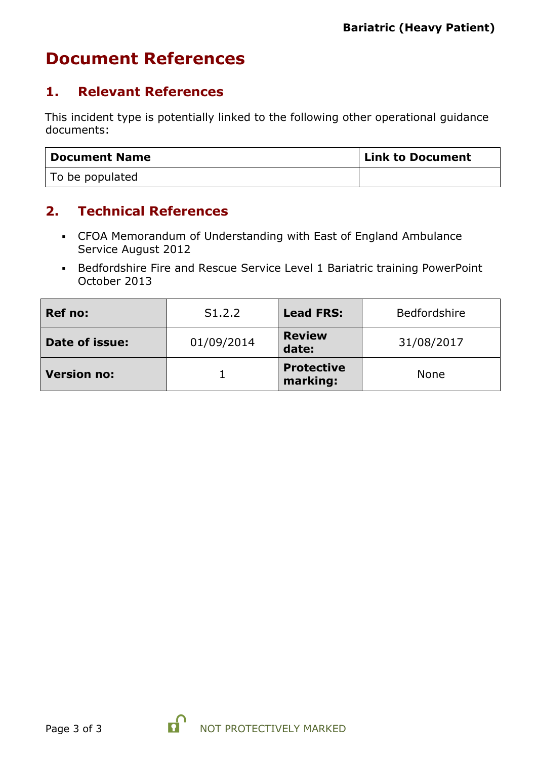# Document References

## 1. Relevant References

This incident type is potentially linked to the following other operational guidance documents:

| Document Name | Link to Document |
|---|---|
| To be populated | |

## 2. Technical References

- CFOA Memorandum of Understanding with East of England Ambulance Service August 2012
- Bedfordshire Fire and Rescue Service Level 1 Bariatric training PowerPoint October 2013

| | | | |
|---|---|---|---|
| **Ref no:** | S1.2.2 | **Lead FRS:** | Bedfordshire |
| **Date of issue:** | 01/09/2014 | **Review date:** | 31/08/2017 |
| **Version no:** | 1 | **Protective marking:** | None |